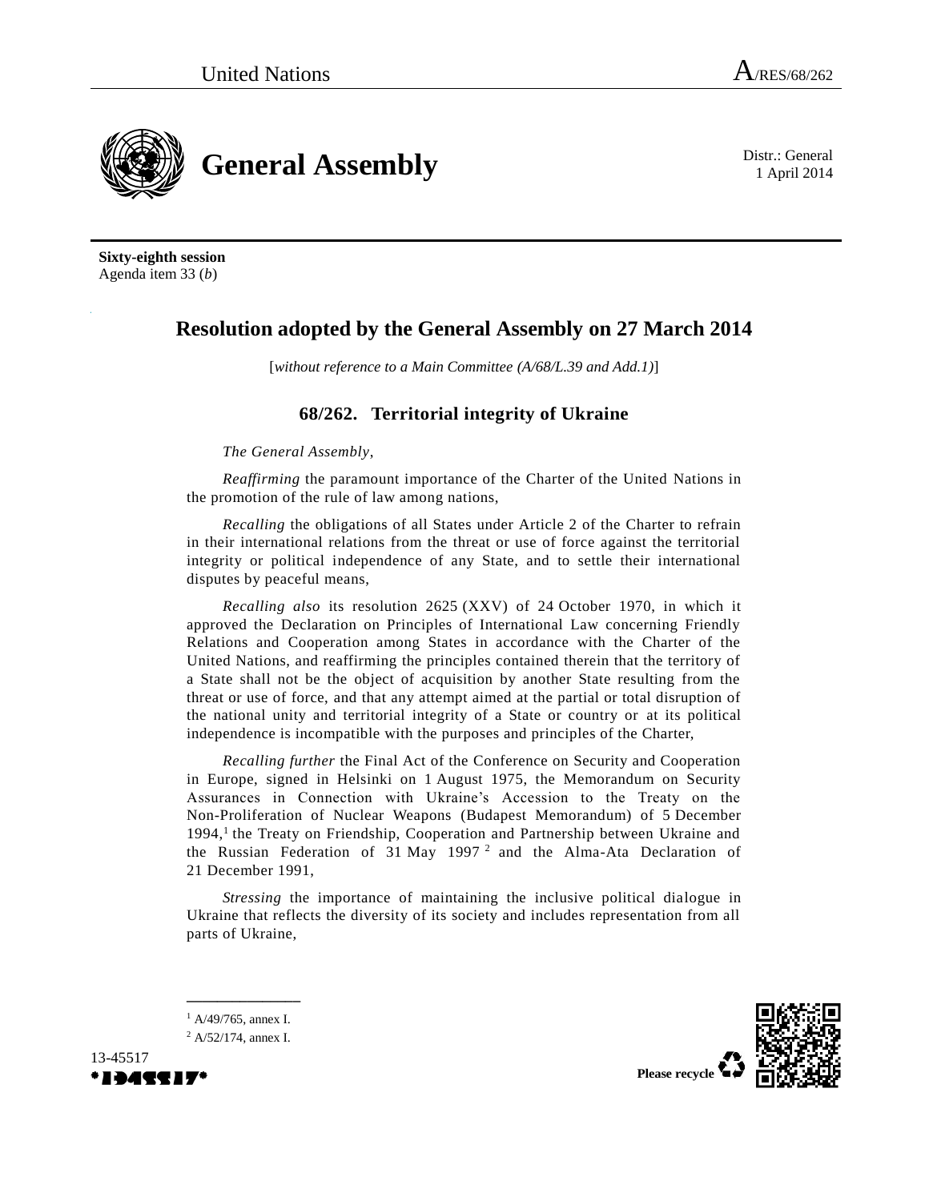United Nations A/RES/68/262

# General Assembly

Distr.: General
1 April 2014

**Sixty-eighth session**
Agenda item 33 (*b*)

## Resolution adopted by the General Assembly on 27 March 2014

[*without reference to a Main Committee (A/68/L.39 and Add.1)*]

### 68/262. Territorial integrity of Ukraine

*The General Assembly*,

*Reaffirming* the paramount importance of the Charter of the United Nations in the promotion of the rule of law among nations,

*Recalling* the obligations of all States under Article 2 of the Charter to refrain in their international relations from the threat or use of force against the territorial integrity or political independence of any State, and to settle their international disputes by peaceful means,

*Recalling also* its resolution 2625 (XXV) of 24 October 1970, in which it approved the Declaration on Principles of International Law concerning Friendly Relations and Cooperation among States in accordance with the Charter of the United Nations, and reaffirming the principles contained therein that the territory of a State shall not be the object of acquisition by another State resulting from the threat or use of force, and that any attempt aimed at the partial or total disruption of the national unity and territorial integrity of a State or country or at its political independence is incompatible with the purposes and principles of the Charter,

*Recalling further* the Final Act of the Conference on Security and Cooperation in Europe, signed in Helsinki on 1 August 1975, the Memorandum on Security Assurances in Connection with Ukraine's Accession to the Treaty on the Non-Proliferation of Nuclear Weapons (Budapest Memorandum) of 5 December 1994,[1] the Treaty on Friendship, Cooperation and Partnership between Ukraine and the Russian Federation of 31 May 1997[2] and the Alma-Ata Declaration of 21 December 1991,

*Stressing* the importance of maintaining the inclusive political dialogue in Ukraine that reflects the diversity of its society and includes representation from all parts of Ukraine,

---

[1] A/49/765, annex I.

[2] A/52/174, annex I.

13-45517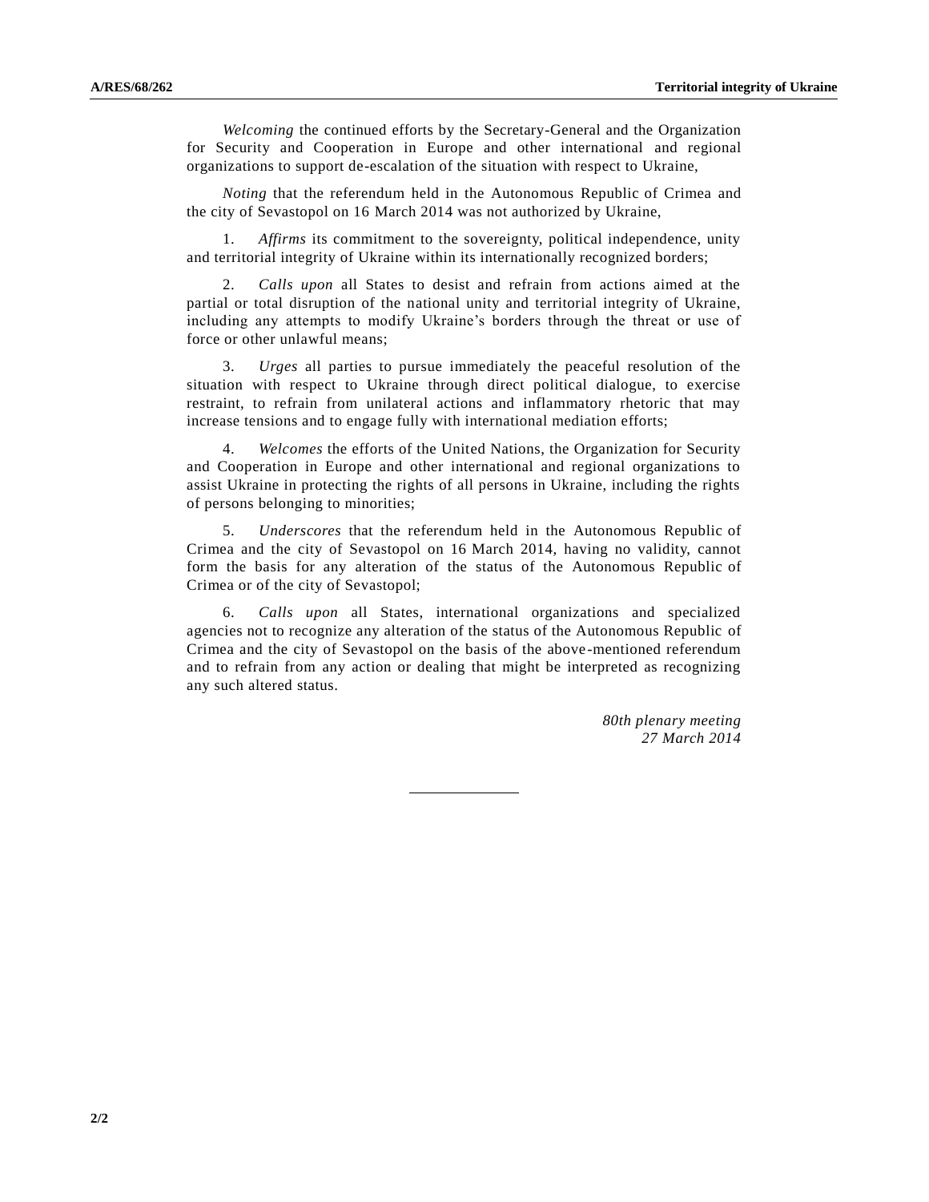*Welcoming* the continued efforts by the Secretary-General and the Organization for Security and Cooperation in Europe and other international and regional organizations to support de-escalation of the situation with respect to Ukraine,

*Noting* that the referendum held in the Autonomous Republic of Crimea and the city of Sevastopol on 16 March 2014 was not authorized by Ukraine,

1. *Affirms* its commitment to the sovereignty, political independence, unity and territorial integrity of Ukraine within its internationally recognized borders;

2. *Calls upon* all States to desist and refrain from actions aimed at the partial or total disruption of the national unity and territorial integrity of Ukraine, including any attempts to modify Ukraine's borders through the threat or use of force or other unlawful means;

3. *Urges* all parties to pursue immediately the peaceful resolution of the situation with respect to Ukraine through direct political dialogue, to exercise restraint, to refrain from unilateral actions and inflammatory rhetoric that may increase tensions and to engage fully with international mediation efforts;

4. *Welcomes* the efforts of the United Nations, the Organization for Security and Cooperation in Europe and other international and regional organizations to assist Ukraine in protecting the rights of all persons in Ukraine, including the rights of persons belonging to minorities;

5. *Underscores* that the referendum held in the Autonomous Republic of Crimea and the city of Sevastopol on 16 March 2014, having no validity, cannot form the basis for any alteration of the status of the Autonomous Republic of Crimea or of the city of Sevastopol;

6. *Calls upon* all States, international organizations and specialized agencies not to recognize any alteration of the status of the Autonomous Republic of Crimea and the city of Sevastopol on the basis of the above-mentioned referendum and to refrain from any action or dealing that might be interpreted as recognizing any such altered status.

*80th plenary meeting*
*27 March 2014*